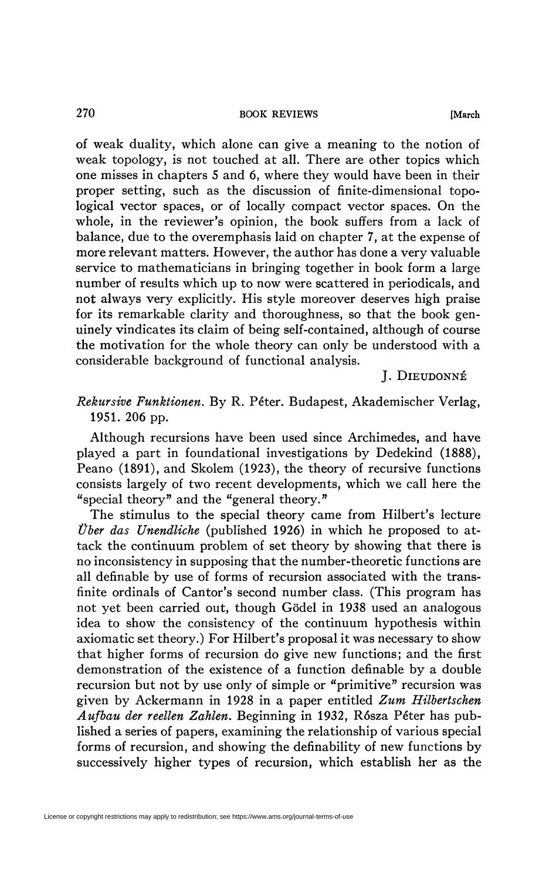of weak duality, which alone can give a meaning to the notion of weak topology, is not touched at all. There are other topics which one misses in chapters 5 and 6, where they would have been in their proper setting, such as the discussion of finite-dimensional topological vector spaces, or of locally compact vector spaces. On the whole, in the reviewer's opinion, the book suffers from a lack of balance, due to the overemphasis laid on chapter 7, at the expense of more relevant matters. However, the author has done a very valuable service to mathematicians in bringing together in book form a large number of results which up to now were scattered in periodicals, and not always very explicitly. His style moreover deserves high praise for its remarkable clarity and thoroughness, so that the book genuinely vindicates its claim of being self-contained, although of course the motivation for the whole theory can only be understood with a considerable background of functional analysis.

J. DIEUDONNÉ

*Rekursive Funktionen*. By R. Péter. Budapest, Akademischer Verlag, 1951. 206 pp.

Although recursions have been used since Archimedes, and have played a part in foundational investigations by Dedekind (1888), Peano (1891), and Skolem (1923), the theory of recursive functions consists largely of two recent developments, which we call here the "special theory" and the "general theory."

The stimulus to the special theory came from Hilbert's lecture *Über das Unendliche* (published 1926) in which he proposed to attack the continuum problem of set theory by showing that there is no inconsistency in supposing that the number-theoretic functions are all definable by use of forms of recursion associated with the transfinite ordinals of Cantor's second number class. (This program has not yet been carried out, though Gödel in 1938 used an analogous idea to show the consistency of the continuum hypothesis within axiomatic set theory.) For Hilbert's proposal it was necessary to show that higher forms of recursion do give new functions; and the first demonstration of the existence of a function definable by a double recursion but not by use only of simple or "primitive" recursion was given by Ackermann in 1928 in a paper entitled *Zum Hilbertschen Aufbau der reellen Zahlen*. Beginning in 1932, Rósza Péter has published a series of papers, examining the relationship of various special forms of recursion, and showing the definability of new functions by successively higher types of recursion, which establish her as the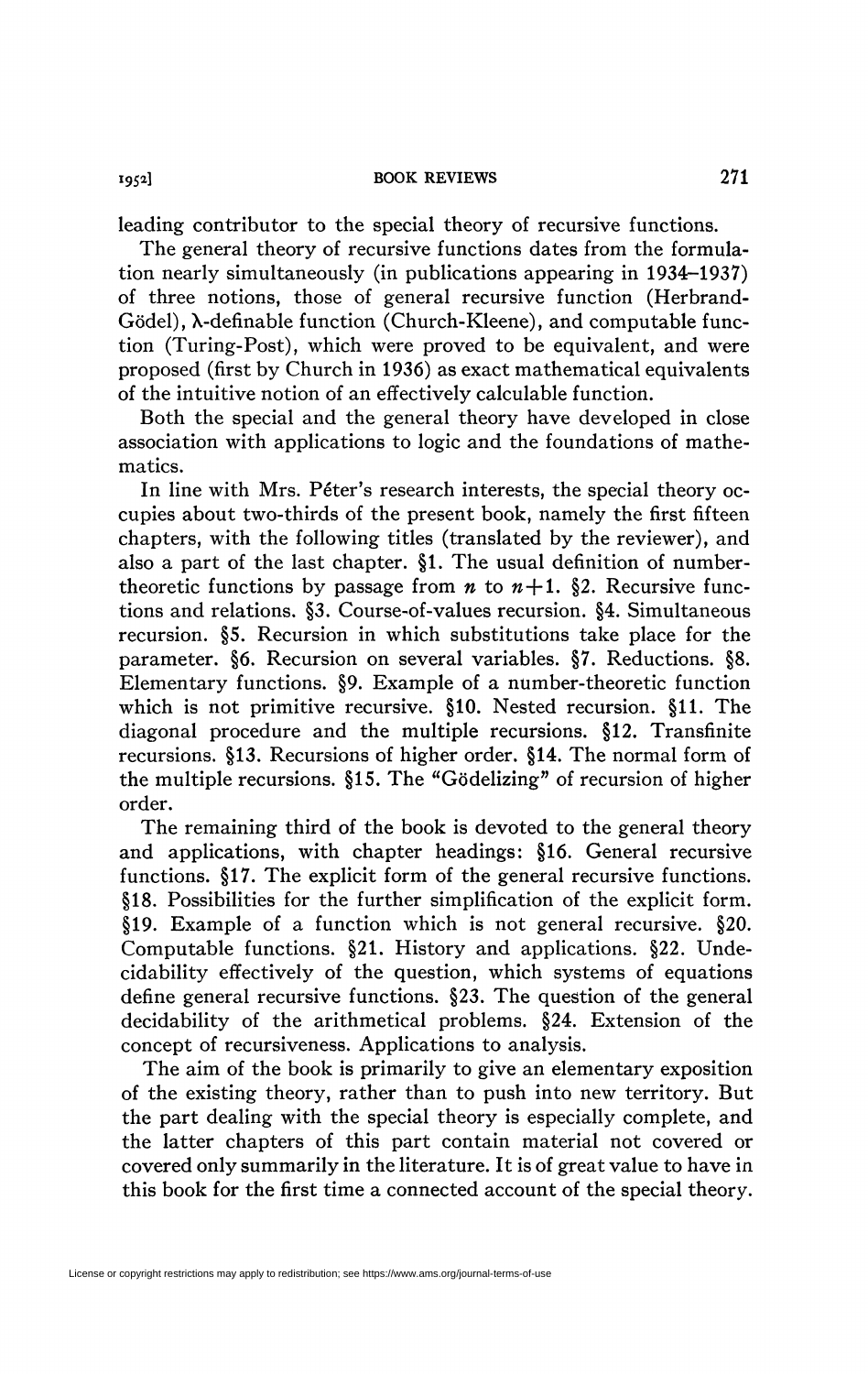leading contributor to the special theory of recursive functions.

The general theory of recursive functions dates from the formulation nearly simultaneously (in publications appearing in 1934–1937) of three notions, those of general recursive function (Herbrand-Gödel), $\lambda$-definable function (Church-Kleene), and computable function (Turing-Post), which were proved to be equivalent, and were proposed (first by Church in 1936) as exact mathematical equivalents of the intuitive notion of an effectively calculable function.

Both the special and the general theory have developed in close association with applications to logic and the foundations of mathematics.

In line with Mrs. Péter's research interests, the special theory occupies about two-thirds of the present book, namely the first fifteen chapters, with the following titles (translated by the reviewer), and also a part of the last chapter. §1. The usual definition of number-theoretic functions by passage from $n$ to $n+1$. §2. Recursive functions and relations. §3. Course-of-values recursion. §4. Simultaneous recursion. §5. Recursion in which substitutions take place for the parameter. §6. Recursion on several variables. §7. Reductions. §8. Elementary functions. §9. Example of a number-theoretic function which is not primitive recursive. §10. Nested recursion. §11. The diagonal procedure and the multiple recursions. §12. Transfinite recursions. §13. Recursions of higher order. §14. The normal form of the multiple recursions. §15. The "Gödelizing" of recursion of higher order.

The remaining third of the book is devoted to the general theory and applications, with chapter headings: §16. General recursive functions. §17. The explicit form of the general recursive functions. §18. Possibilities for the further simplification of the explicit form. §19. Example of a function which is not general recursive. §20. Computable functions. §21. History and applications. §22. Undecidability effectively of the question, which systems of equations define general recursive functions. §23. The question of the general decidability of the arithmetical problems. §24. Extension of the concept of recursiveness. Applications to analysis.

The aim of the book is primarily to give an elementary exposition of the existing theory, rather than to push into new territory. But the part dealing with the special theory is especially complete, and the latter chapters of this part contain material not covered or covered only summarily in the literature. It is of great value to have in this book for the first time a connected account of the special theory.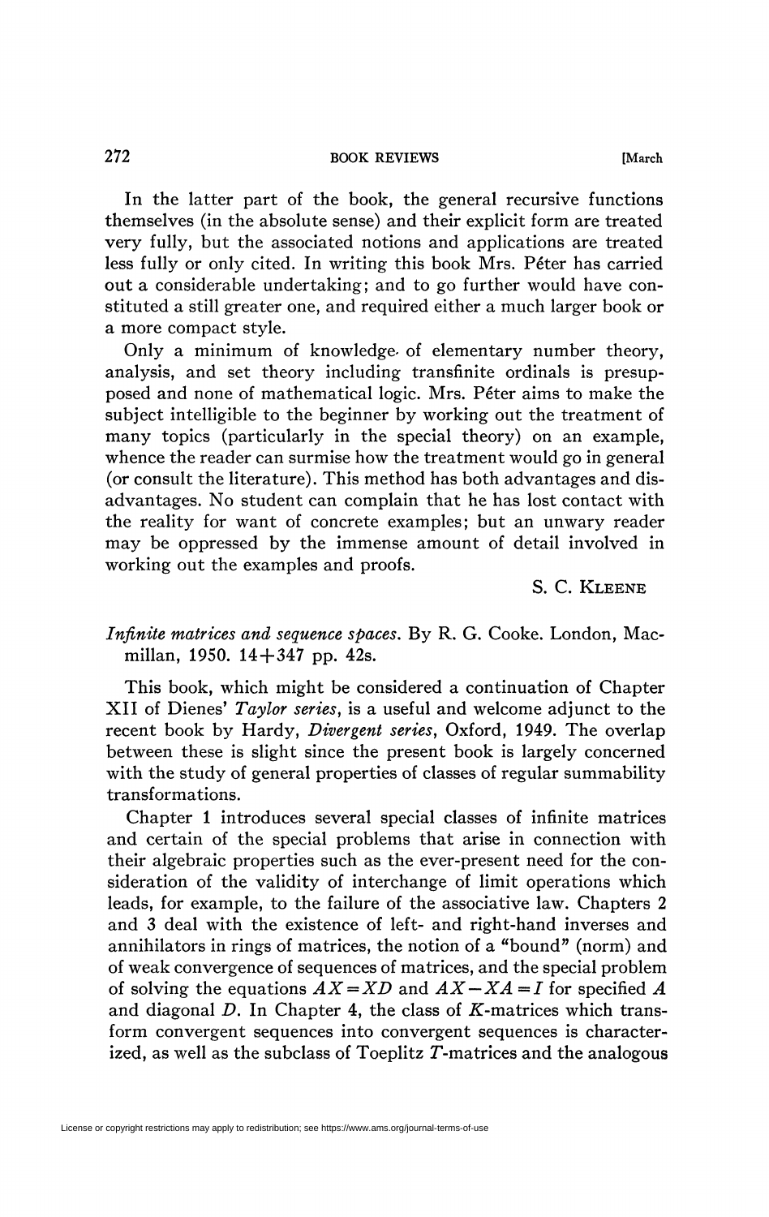In the latter part of the book, the general recursive functions themselves (in the absolute sense) and their explicit form are treated very fully, but the associated notions and applications are treated less fully or only cited. In writing this book Mrs. Péter has carried out a considerable undertaking; and to go further would have constituted a still greater one, and required either a much larger book or a more compact style.

Only a minimum of knowledge of elementary number theory, analysis, and set theory including transfinite ordinals is presupposed and none of mathematical logic. Mrs. Péter aims to make the subject intelligible to the beginner by working out the treatment of many topics (particularly in the special theory) on an example, whence the reader can surmise how the treatment would go in general (or consult the literature). This method has both advantages and disadvantages. No student can complain that he has lost contact with the reality for want of concrete examples; but an unwary reader may be oppressed by the immense amount of detail involved in working out the examples and proofs.

S. C. Kleene

*Infinite matrices and sequence spaces*. By R. G. Cooke. London, Macmillan, 1950. 14+347 pp. 42s.

This book, which might be considered a continuation of Chapter XII of Dienes' *Taylor series*, is a useful and welcome adjunct to the recent book by Hardy, *Divergent series*, Oxford, 1949. The overlap between these is slight since the present book is largely concerned with the study of general properties of classes of regular summability transformations.

Chapter 1 introduces several special classes of infinite matrices and certain of the special problems that arise in connection with their algebraic properties such as the ever-present need for the consideration of the validity of interchange of limit operations which leads, for example, to the failure of the associative law. Chapters 2 and 3 deal with the existence of left- and right-hand inverses and annihilators in rings of matrices, the notion of a "bound" (norm) and of weak convergence of sequences of matrices, and the special problem of solving the equations $AX=XD$ and $AX-XA=I$ for specified $A$ and diagonal $D$. In Chapter 4, the class of $K$-matrices which transform convergent sequences into convergent sequences is characterized, as well as the subclass of Toeplitz $T$-matrices and the analogous